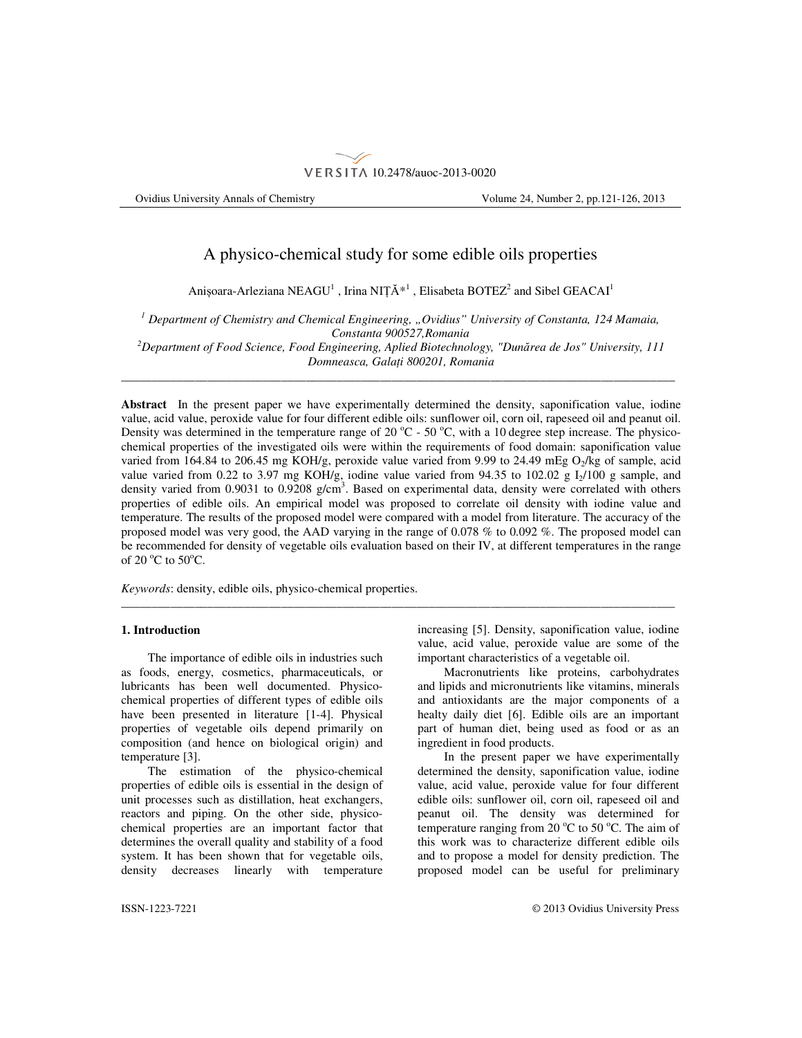# A physico-chemical study for some edible oils properties

Anișoara-Arleziana NEAGU[1], Irina NIȚĂ*[1], Elisabeta BOTEZ[2] and Sibel GEACAI[1]

[1] *Department of Chemistry and Chemical Engineering, „Ovidius" University of Constanta, 124 Mamaia, Constanta 900527, Romania*

[2] *Department of Food Science, Food Engineering, Aplied Biotechnology, "Dunărea de Jos" University, 111 Domneasca, Galați 800201, Romania*

---

**Abstract** In the present paper we have experimentally determined the density, saponification value, iodine value, acid value, peroxide value for four different edible oils: sunflower oil, corn oil, rapeseed oil and peanut oil. Density was determined in the temperature range of 20 °C - 50 °C, with a 10 degree step increase. The physico-chemical properties of the investigated oils were within the requirements of food domain: saponification value varied from 164.84 to 206.45 mg KOH/g, peroxide value varied from 9.99 to 24.49 mEg $O_2$/kg of sample, acid value varied from 0.22 to 3.97 mg KOH/g, iodine value varied from 94.35 to 102.02 g $I_2$/100 g sample, and density varied from 0.9031 to 0.9208 g/cm$^3$. Based on experimental data, density were correlated with others properties of edible oils. An empirical model was proposed to correlate oil density with iodine value and temperature. The results of the proposed model were compared with a model from literature. The accuracy of the proposed model was very good, the AAD varying in the range of 0.078 % to 0.092 %. The proposed model can be recommended for density of vegetable oils evaluation based on their IV, at different temperatures in the range of 20 °C to 50°C.

*Keywords*: density, edible oils, physico-chemical properties.

---

## 1. Introduction

The importance of edible oils in industries such as foods, energy, cosmetics, pharmaceuticals, or lubricants has been well documented. Physico-chemical properties of different types of edible oils have been presented in literature [1-4]. Physical properties of vegetable oils depend primarily on composition (and hence on biological origin) and temperature [3].

The estimation of the physico-chemical properties of edible oils is essential in the design of unit processes such as distillation, heat exchangers, reactors and piping. On the other side, physico-chemical properties are an important factor that determines the overall quality and stability of a food system. It has been shown that for vegetable oils, density decreases linearly with temperature increasing [5]. Density, saponification value, iodine value, acid value, peroxide value are some of the important characteristics of a vegetable oil.

Macronutrients like proteins, carbohydrates and lipids and micronutrients like vitamins, minerals and antioxidants are the major components of a healty daily diet [6]. Edible oils are an important part of human diet, being used as food or as an ingredient in food products.

In the present paper we have experimentally determined the density, saponification value, iodine value, acid value, peroxide value for four different edible oils: sunflower oil, corn oil, rapeseed oil and peanut oil. The density was determined for temperature ranging from 20 °C to 50 °C. The aim of this work was to characterize different edible oils and to propose a model for density prediction. The proposed model can be useful for preliminary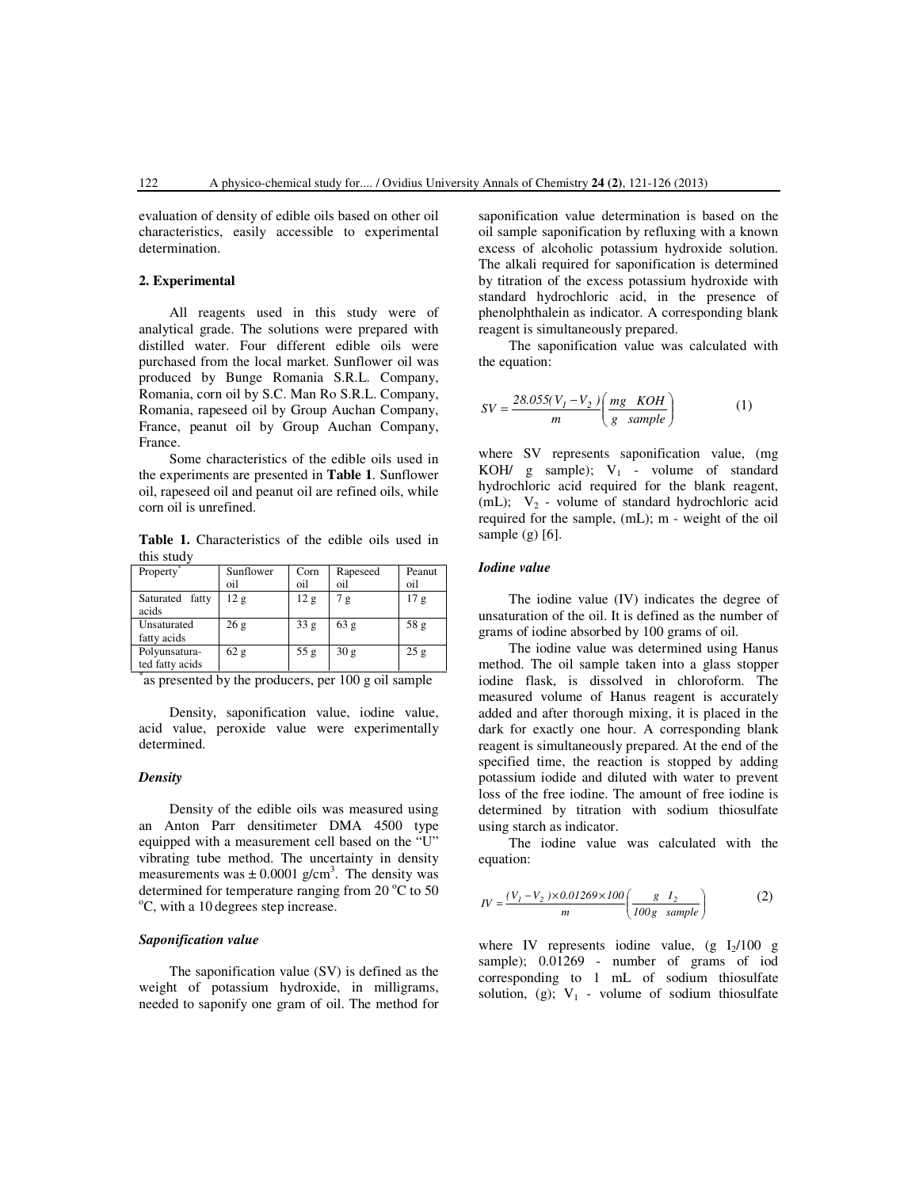evaluation of density of edible oils based on other oil characteristics, easily accessible to experimental determination.

## 2. Experimental

All reagents used in this study were of analytical grade. The solutions were prepared with distilled water. Four different edible oils were purchased from the local market. Sunflower oil was produced by Bunge Romania S.R.L. Company, Romania, corn oil by S.C. Man Ro S.R.L. Company, Romania, rapeseed oil by Group Auchan Company, France, peanut oil by Group Auchan Company, France.

Some characteristics of the edible oils used in the experiments are presented in **Table 1**. Sunflower oil, rapeseed oil and peanut oil are refined oils, while corn oil is unrefined.

**Table 1.** Characteristics of the edible oils used in this study

| Property* | Sunflower oil | Corn oil | Rapeseed oil | Peanut oil |
|---|---|---|---|---|
| Saturated fatty acids | 12 g | 12 g | 7 g | 17 g |
| Unsaturated fatty acids | 26 g | 33 g | 63 g | 58 g |
| Polyunsaturated fatty acids | 62 g | 55 g | 30 g | 25 g |

*as presented by the producers, per 100 g oil sample

Density, saponification value, iodine value, acid value, peroxide value were experimentally determined.

### *Density*

Density of the edible oils was measured using an Anton Parr densitimeter DMA 4500 type equipped with a measurement cell based on the "U" vibrating tube method. The uncertainty in density measurements was ± 0.0001 g/cm$^3$. The density was determined for temperature ranging from 20 °C to 50 °C, with a 10 degrees step increase.

### *Saponification value*

The saponification value (SV) is defined as the weight of potassium hydroxide, in milligrams, needed to saponify one gram of oil. The method for saponification value determination is based on the oil sample saponification by refluxing with a known excess of alcoholic potassium hydroxide solution. The alkali required for saponification is determined by titration of the excess potassium hydroxide with standard hydrochloric acid, in the presence of phenolphthalein as indicator. A corresponding blank reagent is simultaneously prepared.

The saponification value was calculated with the equation:

$$SV = \frac{28.055(V_1 - V_2)}{m}\left(\frac{mg \quad KOH}{g \quad sample}\right) \tag{1}$$

where SV represents saponification value, (mg KOH/ g sample); $V_1$ - volume of standard hydrochloric acid required for the blank reagent, (mL); $V_2$ - volume of standard hydrochloric acid required for the sample, (mL); m - weight of the oil sample (g) [6].

### *Iodine value*

The iodine value (IV) indicates the degree of unsaturation of the oil. It is defined as the number of grams of iodine absorbed by 100 grams of oil.

The iodine value was determined using Hanus method. The oil sample taken into a glass stopper iodine flask, is dissolved in chloroform. The measured volume of Hanus reagent is accurately added and after thorough mixing, it is placed in the dark for exactly one hour. A corresponding blank reagent is simultaneously prepared. At the end of the specified time, the reaction is stopped by adding potassium iodide and diluted with water to prevent loss of the free iodine. The amount of free iodine is determined by titration with sodium thiosulfate using starch as indicator.

The iodine value was calculated with the equation:

$$IV = \frac{(V_1 - V_2) \times 0.01269 \times 100}{m}\left(\frac{g \quad I_2}{100g \quad sample}\right) \tag{2}$$

where IV represents iodine value, (g $I_2$/100 g sample); 0.01269 - number of grams of iod corresponding to 1 mL of sodium thiosulfate solution, (g); $V_1$ - volume of sodium thiosulfate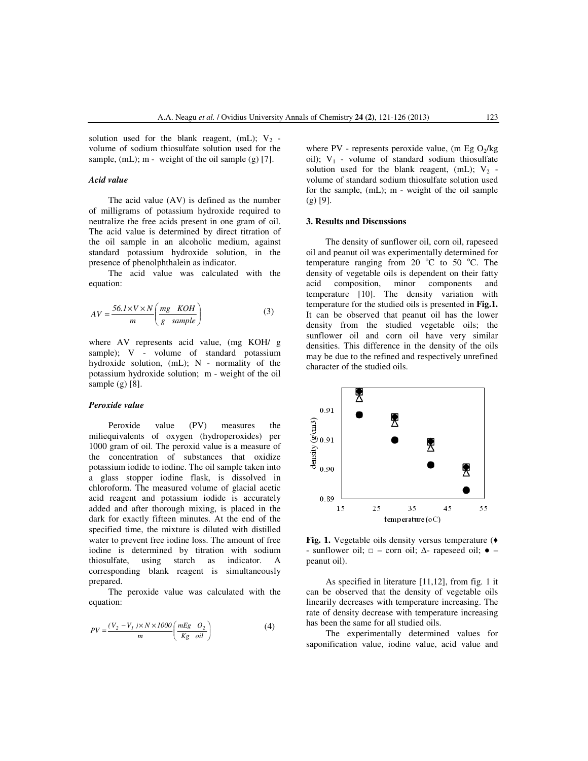solution used for the blank reagent, (mL); $V_2$ - volume of sodium thiosulfate solution used for the sample, (mL); m - weight of the oil sample (g) [7].

### *Acid value*

The acid value (AV) is defined as the number of milligrams of potassium hydroxide required to neutralize the free acids present in one gram of oil. The acid value is determined by direct titration of the oil sample in an alcoholic medium, against standard potassium hydroxide solution, in the presence of phenolphthalein as indicator.

The acid value was calculated with the equation:

$$AV = \frac{56.1 \times V \times N}{m}\left(\frac{mg \quad KOH}{g \quad sample}\right) \tag{3}$$

where AV represents acid value, (mg KOH/ g sample); V - volume of standard potassium hydroxide solution, (mL); N - normality of the potassium hydroxide solution; m - weight of the oil sample (g) [8].

### *Peroxide value*

Peroxide value (PV) measures the miliequivalents of oxygen (hydroperoxides) per 1000 gram of oil. The peroxid value is a measure of the concentration of substances that oxidize potassium iodide to iodine. The oil sample taken into a glass stopper iodine flask, is dissolved in chloroform. The measured volume of glacial acetic acid reagent and potassium iodide is accurately added and after thorough mixing, is placed in the dark for exactly fifteen minutes. At the end of the specified time, the mixture is diluted with distilled water to prevent free iodine loss. The amount of free iodine is determined by titration with sodium thiosulfate, using starch as indicator. A corresponding blank reagent is simultaneously prepared.

The peroxide value was calculated with the equation:

$$PV = \frac{(V_2 - V_1) \times N \times 1000}{m}\left(\frac{mEg \quad O_2}{Kg \quad oil}\right) \tag{4}$$

where PV - represents peroxide value, (m Eg $O_2$/kg oil); $V_1$ - volume of standard sodium thiosulfate solution used for the blank reagent, (mL); $V_2$ - volume of standard sodium thiosulfate solution used for the sample, (mL); m - weight of the oil sample (g) [9].

## 3. Results and Discussions

The density of sunflower oil, corn oil, rapeseed oil and peanut oil was experimentally determined for temperature ranging from 20 °C to 50 °C. The density of vegetable oils is dependent on their fatty acid composition, minor components and temperature [10]. The density variation with temperature for the studied oils is presented in **Fig.1.** It can be observed that peanut oil has the lower density from the studied vegetable oils; the sunflower oil and corn oil have very similar densities. This difference in the density of the oils may be due to the refined and respectively unrefined character of the studied oils.

0.91
0.91
0.90
0.89
density (g/cm3)
15 25 35 45 55
temperature (oC)

**Fig. 1.** Vegetable oils density versus temperature (♦ - sunflower oil; □ – corn oil; Δ- rapeseed oil; ● – peanut oil).

As specified in literature [11,12], from fig. 1 it can be observed that the density of vegetable oils linearily decreases with temperature increasing. The rate of density decrease with temperature increasing has been the same for all studied oils.

The experimentally determined values for saponification value, iodine value, acid value and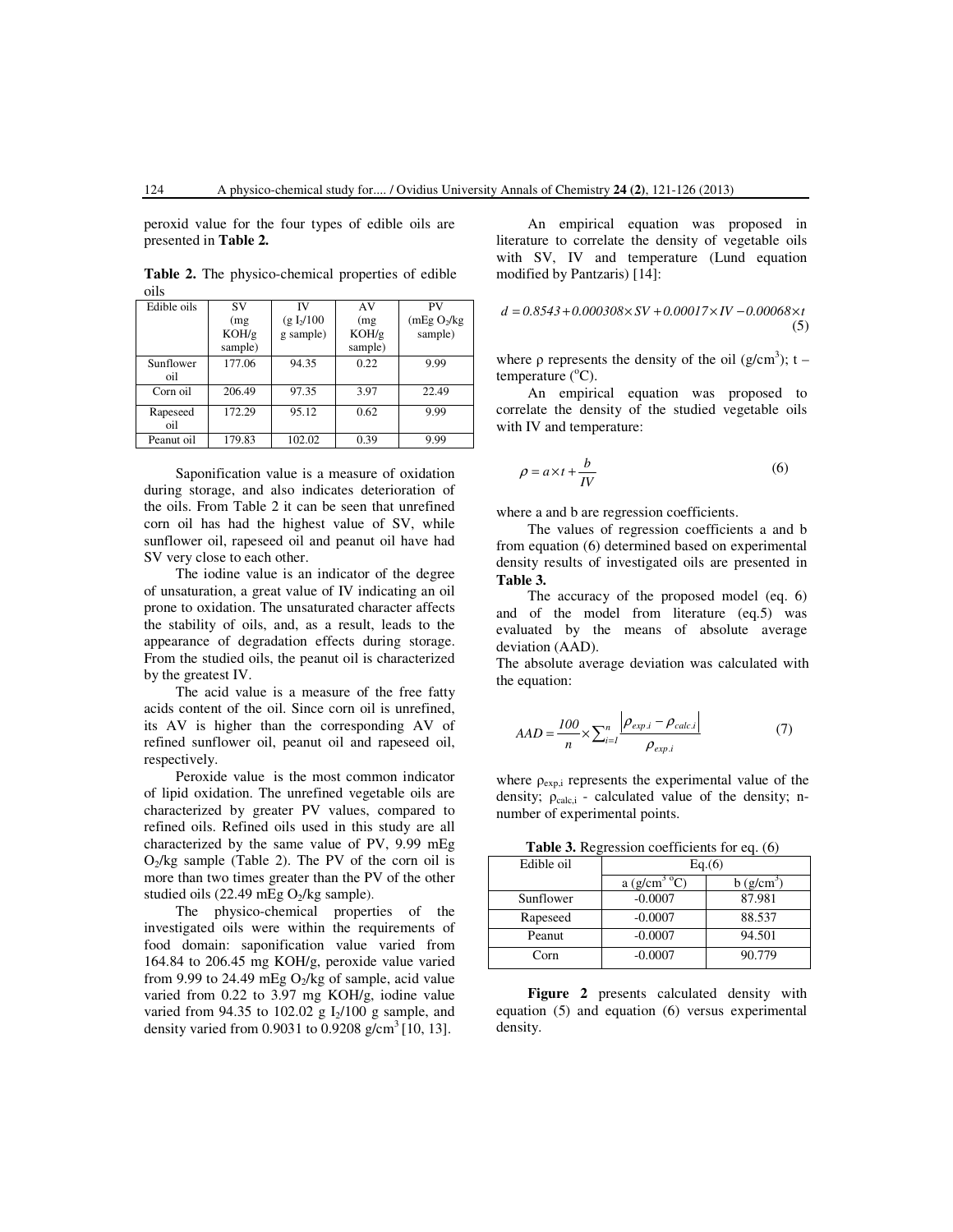peroxid value for the four types of edible oils are presented in **Table 2.**

**Table 2.** The physico-chemical properties of edible oils

| Edible oils | SV (mg KOH/g sample) | IV (g $I_2$/100 g sample) | AV (mg KOH/g sample) | PV (mEg $O_2$/kg sample) |
|---|---|---|---|---|
| Sunflower oil | 177.06 | 94.35 | 0.22 | 9.99 |
| Corn oil | 206.49 | 97.35 | 3.97 | 22.49 |
| Rapeseed oil | 172.29 | 95.12 | 0.62 | 9.99 |
| Peanut oil | 179.83 | 102.02 | 0.39 | 9.99 |

Saponification value is a measure of oxidation during storage, and also indicates deterioration of the oils. From Table 2 it can be seen that unrefined corn oil has had the highest value of SV, while sunflower oil, rapeseed oil and peanut oil have had SV very close to each other.

The iodine value is an indicator of the degree of unsaturation, a great value of IV indicating an oil prone to oxidation. The unsaturated character affects the stability of oils, and, as a result, leads to the appearance of degradation effects during storage. From the studied oils, the peanut oil is characterized by the greatest IV.

The acid value is a measure of the free fatty acids content of the oil. Since corn oil is unrefined, its AV is higher than the corresponding AV of refined sunflower oil, peanut oil and rapeseed oil, respectively.

Peroxide value is the most common indicator of lipid oxidation. The unrefined vegetable oils are characterized by greater PV values, compared to refined oils. Refined oils used in this study are all characterized by the same value of PV, 9.99 mEg $O_2$/kg sample (Table 2). The PV of the corn oil is more than two times greater than the PV of the other studied oils (22.49 mEg $O_2$/kg sample).

The physico-chemical properties of the investigated oils were within the requirements of food domain: saponification value varied from 164.84 to 206.45 mg KOH/g, peroxide value varied from 9.99 to 24.49 mEg $O_2$/kg of sample, acid value varied from 0.22 to 3.97 mg KOH/g, iodine value varied from 94.35 to 102.02 g $I_2$/100 g sample, and density varied from 0.9031 to 0.9208 g/cm$^3$ [10, 13].

An empirical equation was proposed in literature to correlate the density of vegetable oils with SV, IV and temperature (Lund equation modified by Pantzaris) [14]:

$$d = 0.8543 + 0.000308 \times SV + 0.00017 \times IV - 0.00068 \times t \quad (5)$$

where ρ represents the density of the oil (g/cm$^3$); t – temperature ($^o$C).

An empirical equation was proposed to correlate the density of the studied vegetable oils with IV and temperature:

$$\rho = a \times t + \frac{b}{IV} \quad (6)$$

where a and b are regression coefficients.

The values of regression coefficients a and b from equation (6) determined based on experimental density results of investigated oils are presented in **Table 3.**

The accuracy of the proposed model (eq. 6) and of the model from literature (eq.5) was evaluated by the means of absolute average deviation (AAD).

The absolute average deviation was calculated with the equation:

$$AAD = \frac{100}{n} \times \sum_{i=1}^{n} \frac{\left|\rho_{exp.i} - \rho_{calc.i}\right|}{\rho_{exp.i}} \quad (7)$$

where $\rho_{exp,i}$ represents the experimental value of the density; $\rho_{calc,i}$ - calculated value of the density; n- number of experimental points.

**Table 3.** Regression coefficients for eq. (6)

| Edible oil | Eq.(6) | |
|---|---|---|
| | a (g/cm$^3$ $^o$C) | b (g/cm$^3$) |
| Sunflower | -0.0007 | 87.981 |
| Rapeseed | -0.0007 | 88.537 |
| Peanut | -0.0007 | 94.501 |
| Corn | -0.0007 | 90.779 |

**Figure 2** presents calculated density with equation (5) and equation (6) versus experimental density.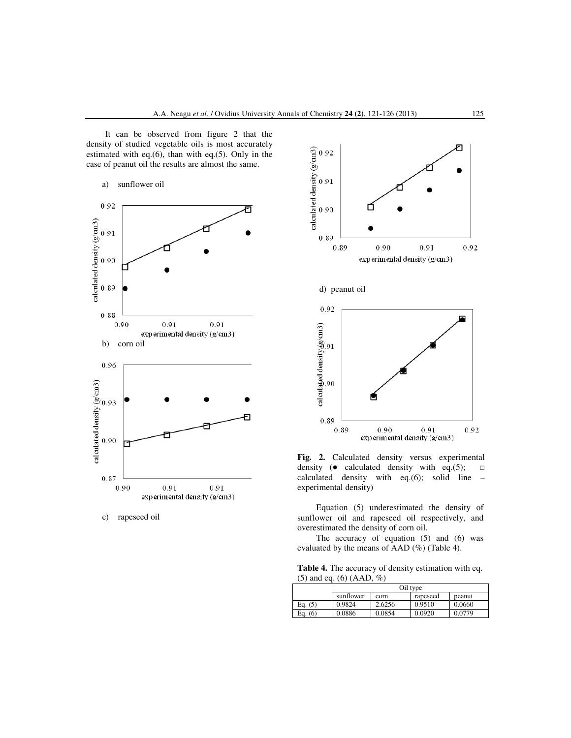It can be observed from figure 2 that the density of studied vegetable oils is most accurately estimated with eq.(6), than with eq.(5). Only in the case of peanut oil the results are almost the same.

a) sunflower oil

0.92
0.91
0.90
0.89
0.88
calculated density (g/cm3)
0.90
0.91
0.91
experimental density (g/cm3)

b) corn oil

0.96
0.93
0.90
0.87
calculated density (g/cm3)
0.90
0.91
0.91
experimental density (g/cm3)

c) rapeseed oil

0.92
0.91
0.90
0.89
calculated density (g/cm3)
0.89
0.90
0.91
0.92
experimental density (g/cm3)

d) peanut oil

0.92
0.91
0.90
0.89
calculated density (g/cm3)
0.89
0.90
0.91
0.92
experimental density (g/cm3)

**Fig. 2.** Calculated density versus experimental density (● calculated density with eq.(5); □ calculated density with eq.(6); solid line – experimental density)

Equation (5) underestimated the density of sunflower oil and rapeseed oil respectively, and overestimated the density of corn oil.

The accuracy of equation (5) and (6) was evaluated by the means of AAD (%) (Table 4).

**Table 4.** The accuracy of density estimation with eq. (5) and eq. (6) (AAD, %)

| | Oil type | | | |
|---|---|---|---|---|
| | sunflower | corn | rapeseed | peanut |
| Eq. (5) | 0.9824 | 2.6256 | 0.9510 | 0.0660 |
| Eq. (6) | 0.0886 | 0.0854 | 0.0920 | 0.0779 |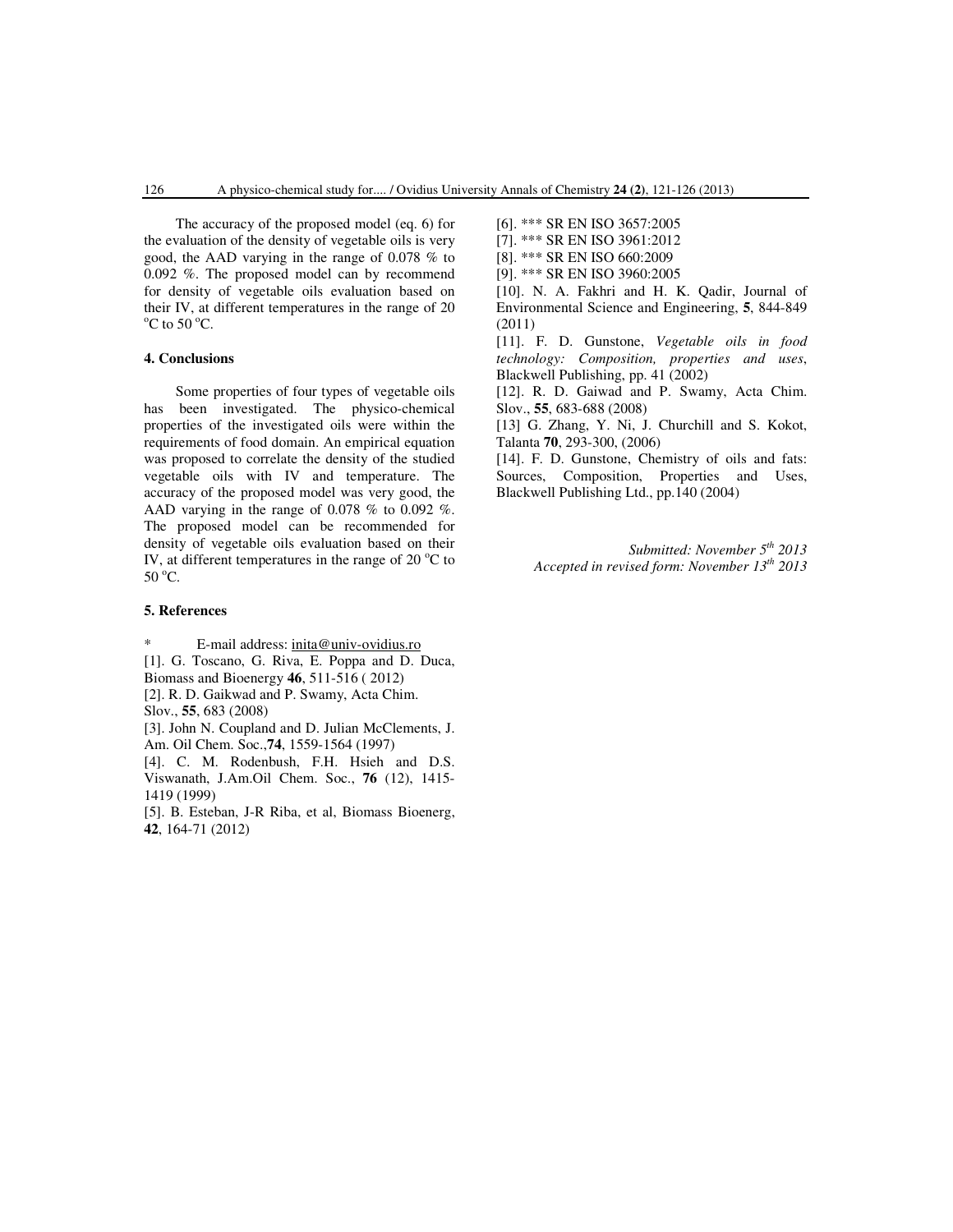The accuracy of the proposed model (eq. 6) for the evaluation of the density of vegetable oils is very good, the AAD varying in the range of 0.078 % to 0.092 %. The proposed model can by recommend for density of vegetable oils evaluation based on their IV, at different temperatures in the range of 20 $^oC$ to 50 $^oC$.

## 4. Conclusions

Some properties of four types of vegetable oils has been investigated. The physico-chemical properties of the investigated oils were within the requirements of food domain. An empirical equation was proposed to correlate the density of the studied vegetable oils with IV and temperature. The accuracy of the proposed model was very good, the AAD varying in the range of 0.078 % to 0.092 %. The proposed model can be recommended for density of vegetable oils evaluation based on their IV, at different temperatures in the range of 20 $^oC$ to 50 $^oC$.

## 5. References

\* E-mail address: inita@univ-ovidius.ro

[1]. G. Toscano, G. Riva, E. Poppa and D. Duca, Biomass and Bioenergy **46**, 511-516 ( 2012)

[2]. R. D. Gaikwad and P. Swamy, Acta Chim. Slov., **55**, 683 (2008)

[3]. John N. Coupland and D. Julian McClements, J. Am. Oil Chem. Soc.,**74**, 1559-1564 (1997)

[4]. C. M. Rodenbush, F.H. Hsieh and D.S. Viswanath, J.Am.Oil Chem. Soc., **76** (12), 1415-1419 (1999)

[5]. B. Esteban, J-R Riba, et al, Biomass Bioenerg, **42**, 164-71 (2012)

[6]. *** SR EN ISO 3657:2005

[7]. *** SR EN ISO 3961:2012

[8]. *** SR EN ISO 660:2009

[9]. *** SR EN ISO 3960:2005

[10]. N. A. Fakhri and H. K. Qadir, Journal of Environmental Science and Engineering, **5**, 844-849 (2011)

[11]. F. D. Gunstone, *Vegetable oils in food technology: Composition, properties and uses*, Blackwell Publishing, pp. 41 (2002)

[12]. R. D. Gaiwad and P. Swamy, Acta Chim. Slov., **55**, 683-688 (2008)

[13] G. Zhang, Y. Ni, J. Churchill and S. Kokot, Talanta **70**, 293-300, (2006)

[14]. F. D. Gunstone, Chemistry of oils and fats: Sources, Composition, Properties and Uses, Blackwell Publishing Ltd., pp.140 (2004)

*Submitted: November 5th 2013*
*Accepted in revised form: November 13th 2013*